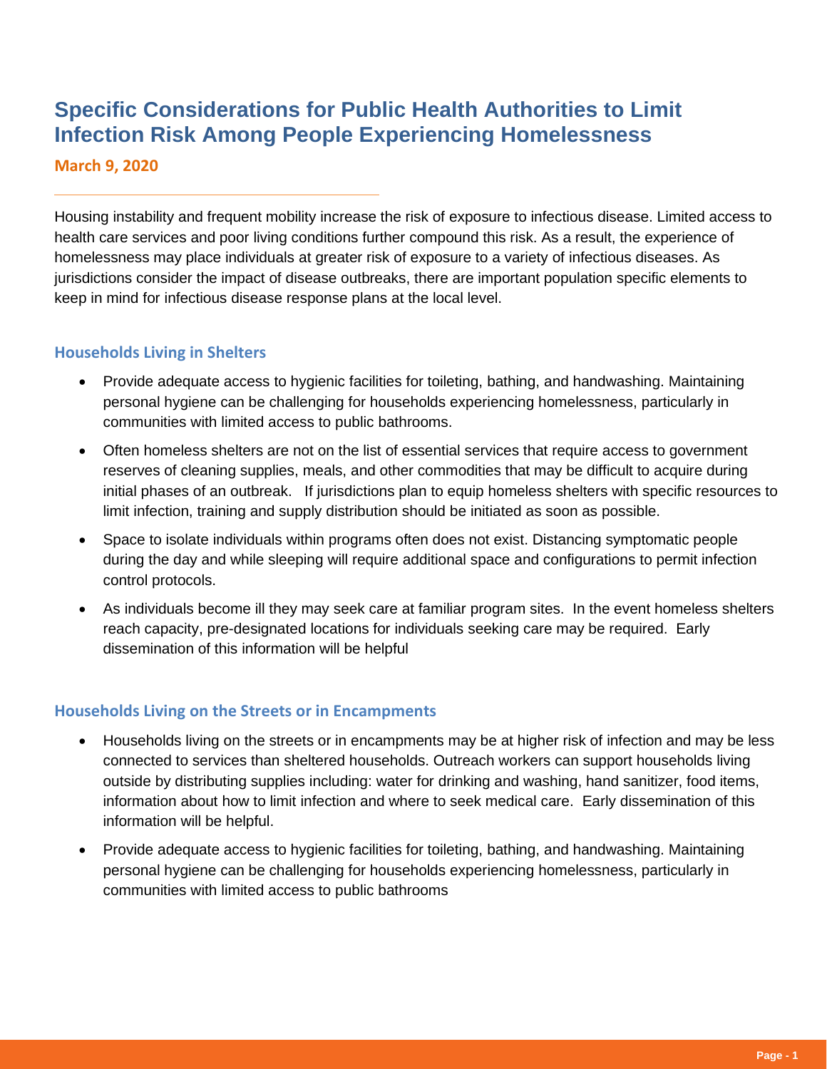# Specific Considerations for Public Health Authorities to Limit Infection Risk Among People Experiencing Homelessness

**March 9, 2020**

Housing instability and frequent mobility increase the risk of exposure to infectious disease. Limited access to health care services and poor living conditions further compound this risk. As a result, the experience of homelessness may place individuals at greater risk of exposure to a variety of infectious diseases. As jurisdictions consider the impact of disease outbreaks, there are important population specific elements to keep in mind for infectious disease response plans at the local level.

## Households Living in Shelters

- Provide adequate access to hygienic facilities for toileting, bathing, and handwashing. Maintaining personal hygiene can be challenging for households experiencing homelessness, particularly in communities with limited access to public bathrooms.
- Often homeless shelters are not on the list of essential services that require access to government reserves of cleaning supplies, meals, and other commodities that may be difficult to acquire during initial phases of an outbreak. If jurisdictions plan to equip homeless shelters with specific resources to limit infection, training and supply distribution should be initiated as soon as possible.
- Space to isolate individuals within programs often does not exist. Distancing symptomatic people during the day and while sleeping will require additional space and configurations to permit infection control protocols.
- As individuals become ill they may seek care at familiar program sites. In the event homeless shelters reach capacity, pre-designated locations for individuals seeking care may be required. Early dissemination of this information will be helpful

## Households Living on the Streets or in Encampments

- Households living on the streets or in encampments may be at higher risk of infection and may be less connected to services than sheltered households. Outreach workers can support households living outside by distributing supplies including: water for drinking and washing, hand sanitizer, food items, information about how to limit infection and where to seek medical care. Early dissemination of this information will be helpful.
- Provide adequate access to hygienic facilities for toileting, bathing, and handwashing. Maintaining personal hygiene can be challenging for households experiencing homelessness, particularly in communities with limited access to public bathrooms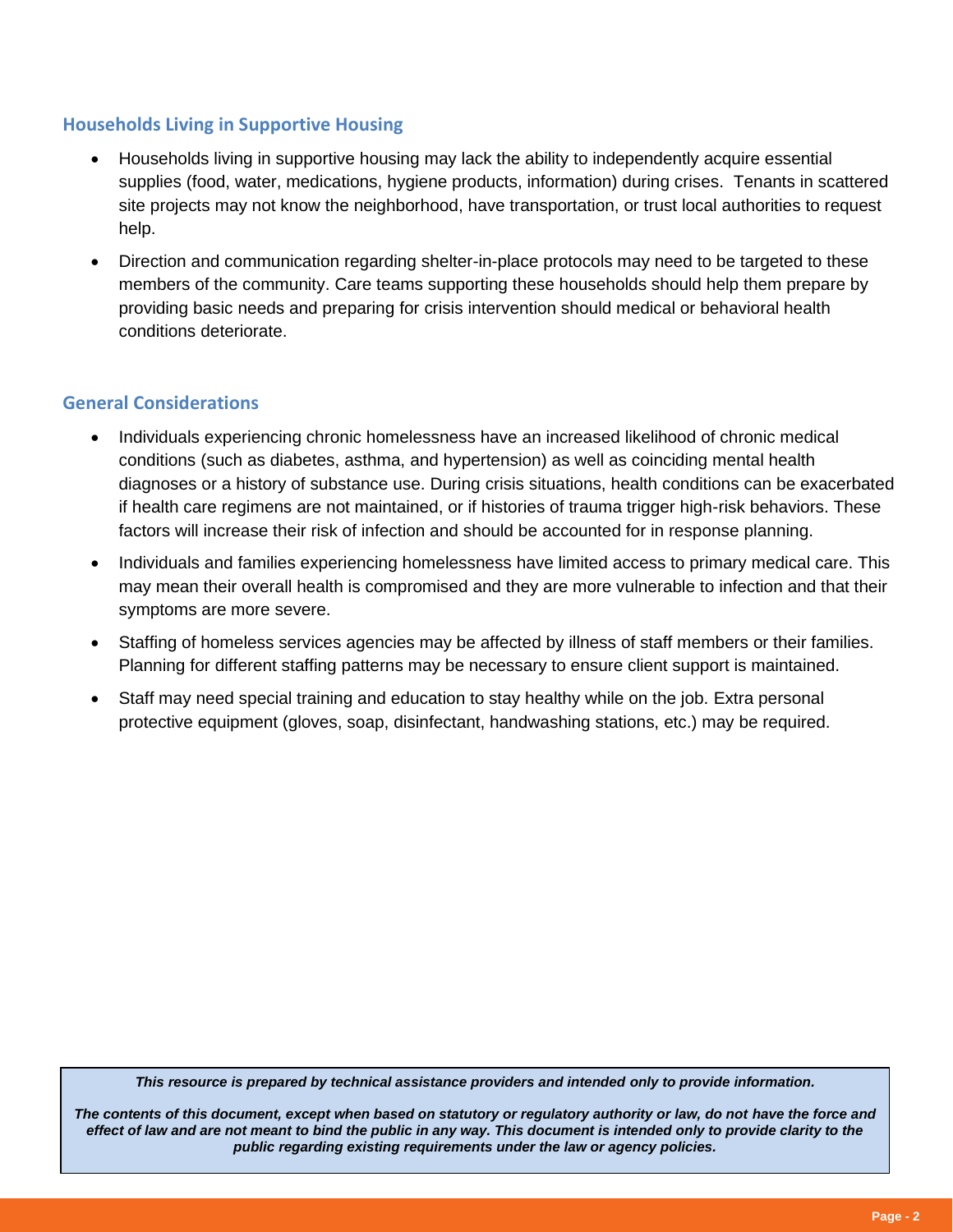## Households Living in Supportive Housing

- Households living in supportive housing may lack the ability to independently acquire essential supplies (food, water, medications, hygiene products, information) during crises. Tenants in scattered site projects may not know the neighborhood, have transportation, or trust local authorities to request help.
- Direction and communication regarding shelter-in-place protocols may need to be targeted to these members of the community. Care teams supporting these households should help them prepare by providing basic needs and preparing for crisis intervention should medical or behavioral health conditions deteriorate.

## General Considerations

- Individuals experiencing chronic homelessness have an increased likelihood of chronic medical conditions (such as diabetes, asthma, and hypertension) as well as coinciding mental health diagnoses or a history of substance use. During crisis situations, health conditions can be exacerbated if health care regimens are not maintained, or if histories of trauma trigger high-risk behaviors. These factors will increase their risk of infection and should be accounted for in response planning.
- Individuals and families experiencing homelessness have limited access to primary medical care. This may mean their overall health is compromised and they are more vulnerable to infection and that their symptoms are more severe.
- Staffing of homeless services agencies may be affected by illness of staff members or their families. Planning for different staffing patterns may be necessary to ensure client support is maintained.
- Staff may need special training and education to stay healthy while on the job. Extra personal protective equipment (gloves, soap, disinfectant, handwashing stations, etc.) may be required.

***This resource is prepared by technical assistance providers and intended only to provide information.***

***The contents of this document, except when based on statutory or regulatory authority or law, do not have the force and effect of law and are not meant to bind the public in any way. This document is intended only to provide clarity to the public regarding existing requirements under the law or agency policies.***